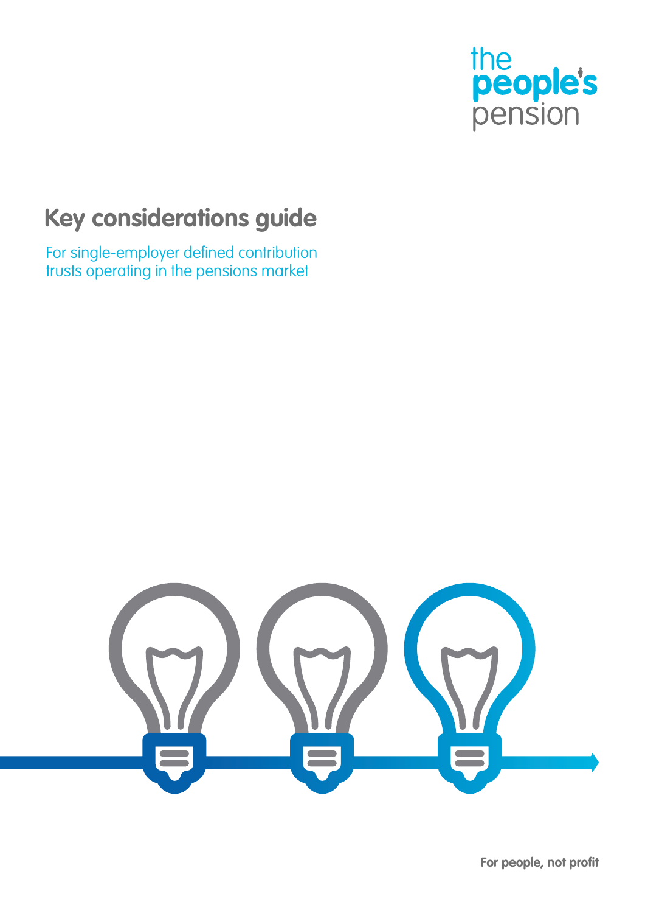the people's pension

# Key considerations guide

For single-employer defined contribution trusts operating in the pensions market

For people, not profit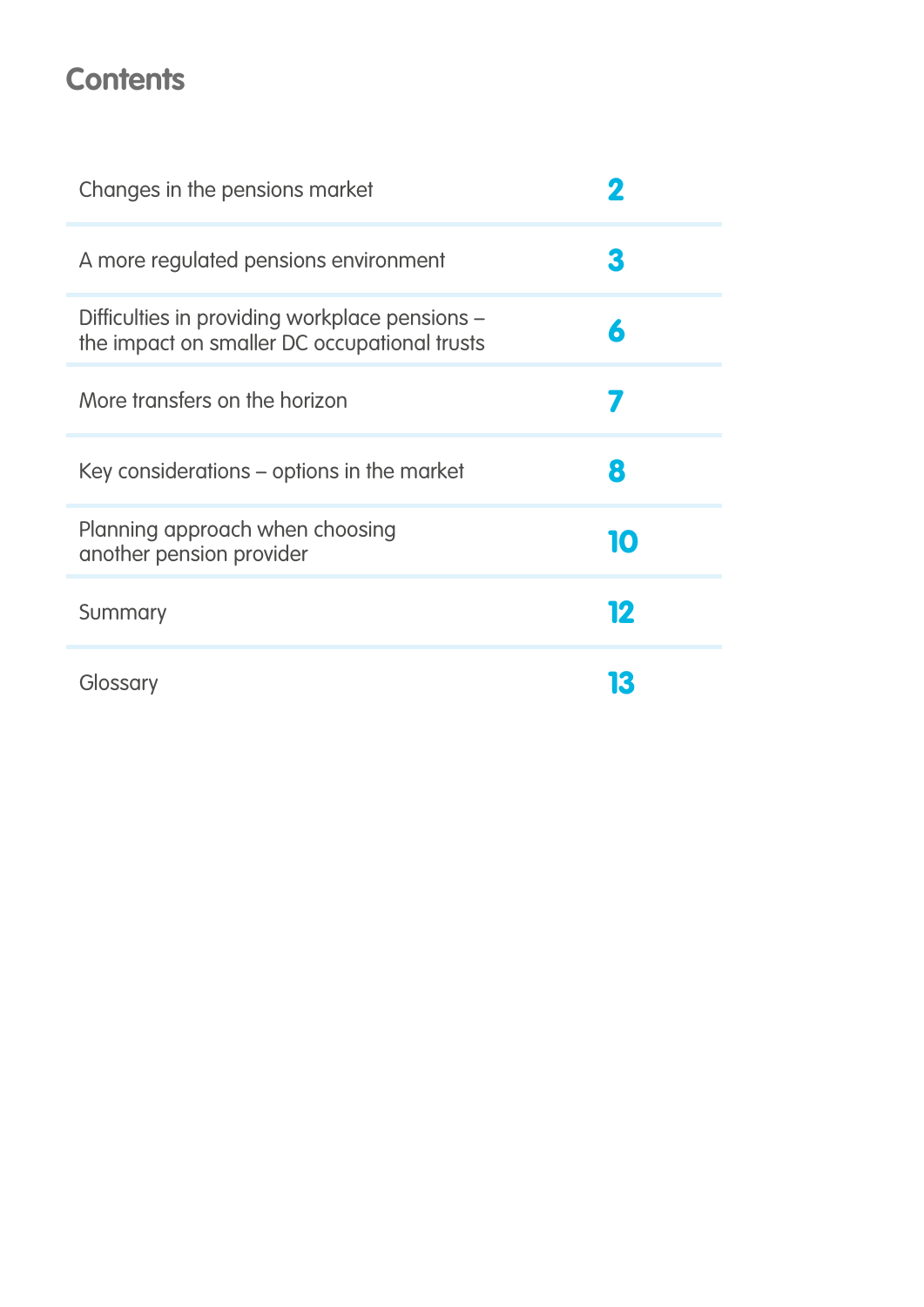## Contents

| | |
|---|---|
| Changes in the pensions market | 2 |
| A more regulated pensions environment | 3 |
| Difficulties in providing workplace pensions – the impact on smaller DC occupational trusts | 6 |
| More transfers on the horizon | 7 |
| Key considerations – options in the market | 8 |
| Planning approach when choosing another pension provider | 10 |
| Summary | 12 |
| Glossary | 13 |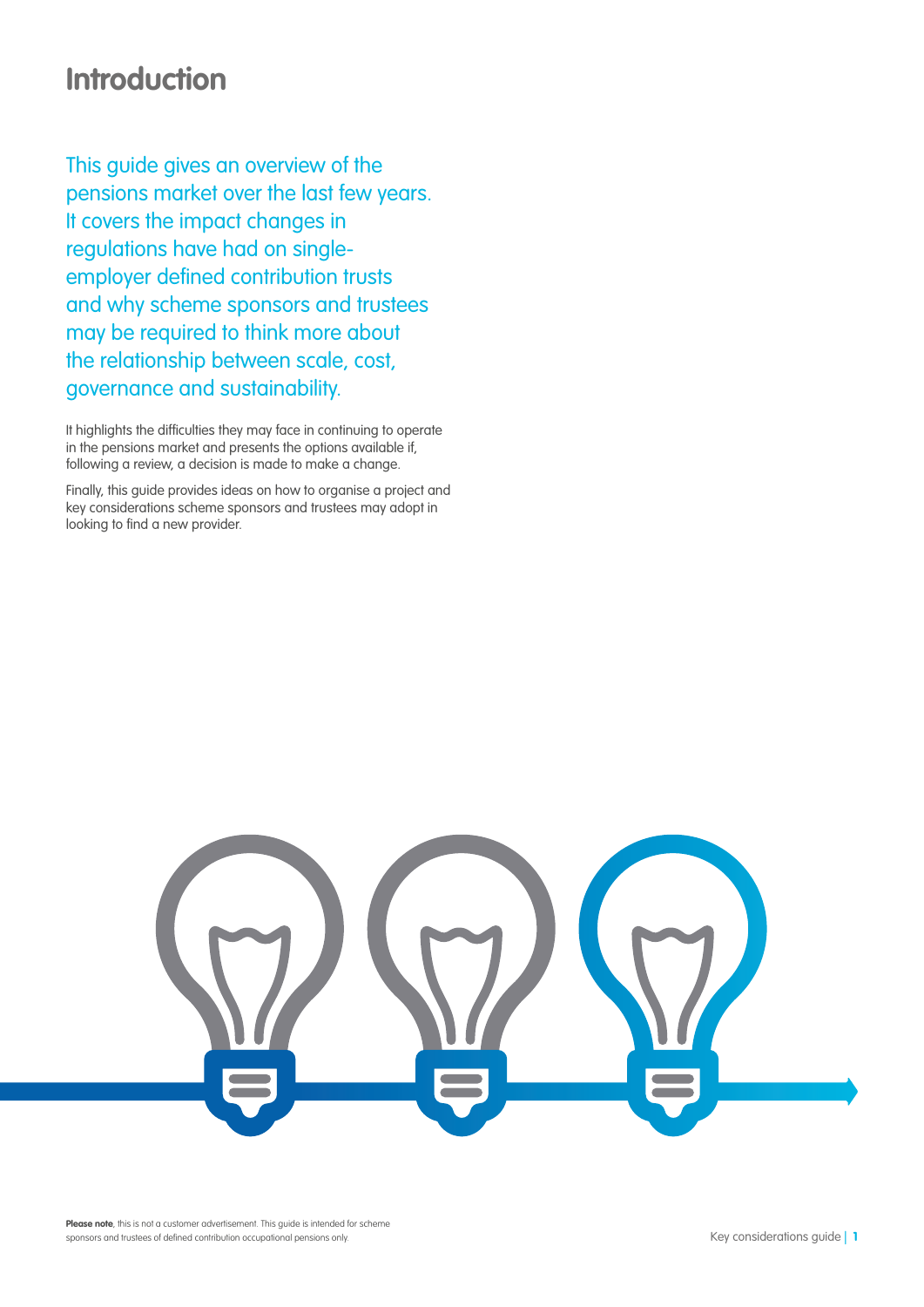# Introduction

This guide gives an overview of the pensions market over the last few years. It covers the impact changes in regulations have had on single-employer defined contribution trusts and why scheme sponsors and trustees may be required to think more about the relationship between scale, cost, governance and sustainability.

It highlights the difficulties they may face in continuing to operate in the pensions market and presents the options available if, following a review, a decision is made to make a change.

Finally, this guide provides ideas on how to organise a project and key considerations scheme sponsors and trustees may adopt in looking to find a new provider.

**Please note**, this is not a customer advertisement. This guide is intended for scheme sponsors and trustees of defined contribution occupational pensions only.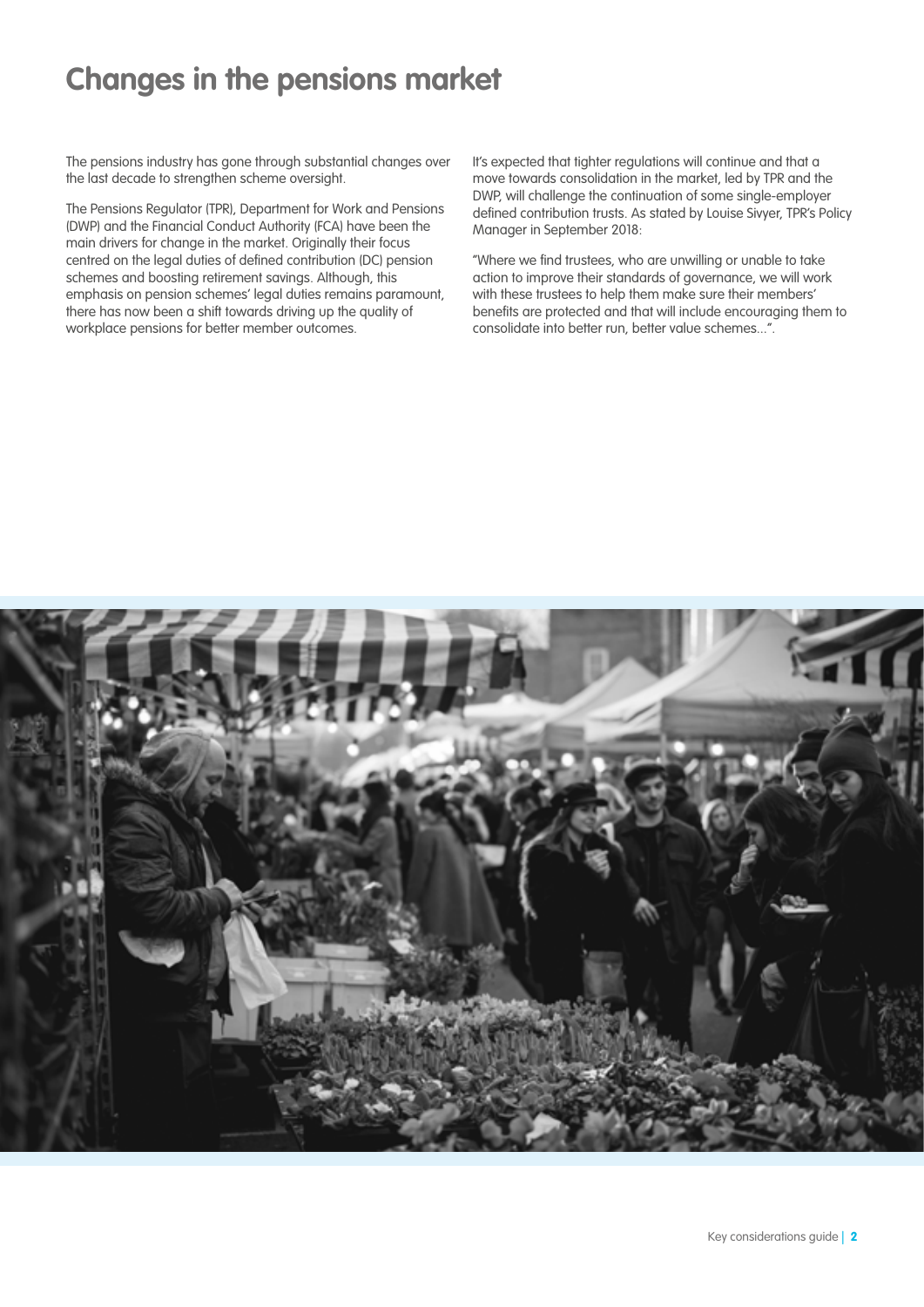# Changes in the pensions market

The pensions industry has gone through substantial changes over the last decade to strengthen scheme oversight.

The Pensions Regulator (TPR), Department for Work and Pensions (DWP) and the Financial Conduct Authority (FCA) have been the main drivers for change in the market. Originally their focus centred on the legal duties of defined contribution (DC) pension schemes and boosting retirement savings. Although, this emphasis on pension schemes' legal duties remains paramount, there has now been a shift towards driving up the quality of workplace pensions for better member outcomes.

It's expected that tighter regulations will continue and that a move towards consolidation in the market, led by TPR and the DWP, will challenge the continuation of some single-employer defined contribution trusts. As stated by Louise Sivyer, TPR's Policy Manager in September 2018:

"Where we find trustees, who are unwilling or unable to take action to improve their standards of governance, we will work with these trustees to help them make sure their members' benefits are protected and that will include encouraging them to consolidate into better run, better value schemes…".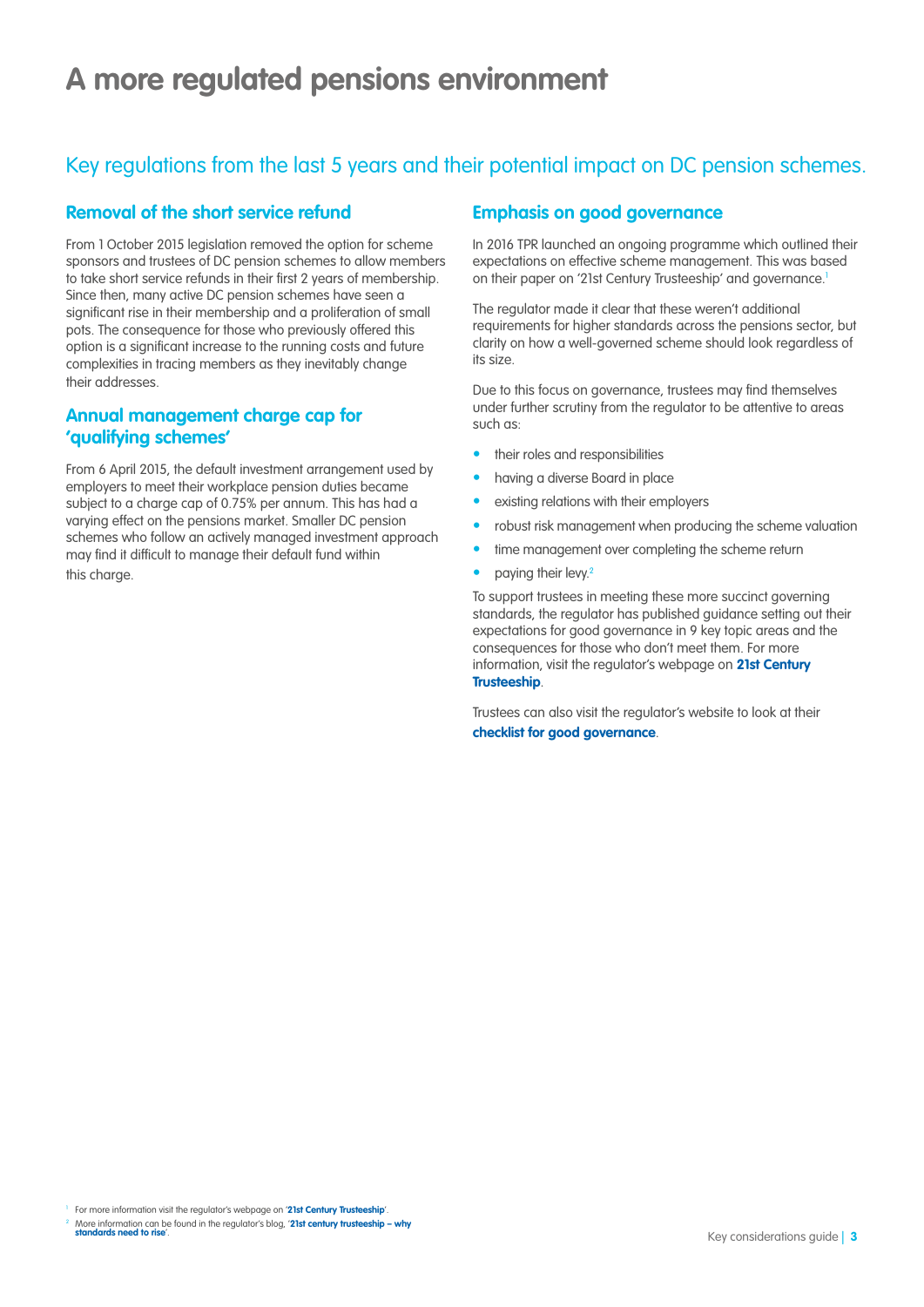# A more regulated pensions environment

## Key regulations from the last 5 years and their potential impact on DC pension schemes.

### Removal of the short service refund

From 1 October 2015 legislation removed the option for scheme sponsors and trustees of DC pension schemes to allow members to take short service refunds in their first 2 years of membership. Since then, many active DC pension schemes have seen a significant rise in their membership and a proliferation of small pots. The consequence for those who previously offered this option is a significant increase to the running costs and future complexities in tracing members as they inevitably change their addresses.

### Annual management charge cap for 'qualifying schemes'

From 6 April 2015, the default investment arrangement used by employers to meet their workplace pension duties became subject to a charge cap of 0.75% per annum. This has had a varying effect on the pensions market. Smaller DC pension schemes who follow an actively managed investment approach may find it difficult to manage their default fund within this charge.

### Emphasis on good governance

In 2016 TPR launched an ongoing programme which outlined their expectations on effective scheme management. This was based on their paper on '21st Century Trusteeship' and governance.[1]

The regulator made it clear that these weren't additional requirements for higher standards across the pensions sector, but clarity on how a well-governed scheme should look regardless of its size.

Due to this focus on governance, trustees may find themselves under further scrutiny from the regulator to be attentive to areas such as:

- their roles and responsibilities
- having a diverse Board in place
- existing relations with their employers
- robust risk management when producing the scheme valuation
- time management over completing the scheme return
- paying their levy.[2]

To support trustees in meeting these more succinct governing standards, the regulator has published guidance setting out their expectations for good governance in 9 key topic areas and the consequences for those who don't meet them. For more information, visit the regulator's webpage on **21st Century Trusteeship**.

Trustees can also visit the regulator's website to look at their **checklist for good governance**.

[1] For more information visit the regulator's webpage on '**21st Century Trusteeship**'.

[2] More information can be found in the regulator's blog, '**21st century trusteeship – why standards need to rise**'.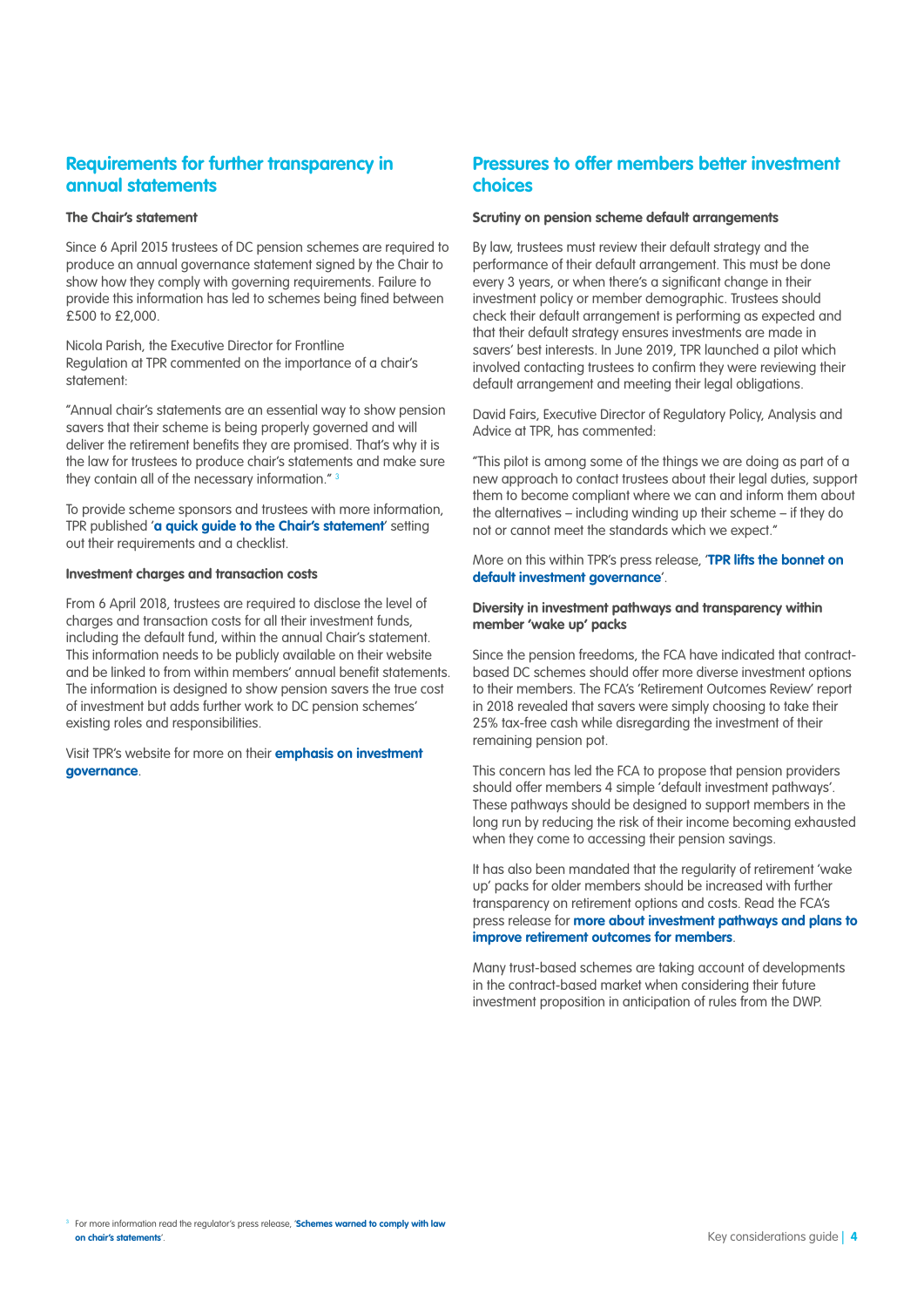## Requirements for further transparency in annual statements

**The Chair's statement**

Since 6 April 2015 trustees of DC pension schemes are required to produce an annual governance statement signed by the Chair to show how they comply with governing requirements. Failure to provide this information has led to schemes being fined between £500 to £2,000.

Nicola Parish, the Executive Director for Frontline Regulation at TPR commented on the importance of a chair's statement:

"Annual chair's statements are an essential way to show pension savers that their scheme is being properly governed and will deliver the retirement benefits they are promised. That's why it is the law for trustees to produce chair's statements and make sure they contain all of the necessary information." [3]

To provide scheme sponsors and trustees with more information, TPR published '**a quick guide to the Chair's statement**' setting out their requirements and a checklist.

**Investment charges and transaction costs**

From 6 April 2018, trustees are required to disclose the level of charges and transaction costs for all their investment funds, including the default fund, within the annual Chair's statement. This information needs to be publicly available on their website and be linked to from within members' annual benefit statements. The information is designed to show pension savers the true cost of investment but adds further work to DC pension schemes' existing roles and responsibilities.

Visit TPR's website for more on their **emphasis on investment governance**.

## Pressures to offer members better investment choices

**Scrutiny on pension scheme default arrangements**

By law, trustees must review their default strategy and the performance of their default arrangement. This must be done every 3 years, or when there's a significant change in their investment policy or member demographic. Trustees should check their default arrangement is performing as expected and that their default strategy ensures investments are made in savers' best interests. In June 2019, TPR launched a pilot which involved contacting trustees to confirm they were reviewing their default arrangement and meeting their legal obligations.

David Fairs, Executive Director of Regulatory Policy, Analysis and Advice at TPR, has commented:

"This pilot is among some of the things we are doing as part of a new approach to contact trustees about their legal duties, support them to become compliant where we can and inform them about the alternatives – including winding up their scheme – if they do not or cannot meet the standards which we expect."

More on this within TPR's press release, '**TPR lifts the bonnet on default investment governance**'.

**Diversity in investment pathways and transparency within member 'wake up' packs**

Since the pension freedoms, the FCA have indicated that contract-based DC schemes should offer more diverse investment options to their members. The FCA's 'Retirement Outcomes Review' report in 2018 revealed that savers were simply choosing to take their 25% tax-free cash while disregarding the investment of their remaining pension pot.

This concern has led the FCA to propose that pension providers should offer members 4 simple 'default investment pathways'. These pathways should be designed to support members in the long run by reducing the risk of their income becoming exhausted when they come to accessing their pension savings.

It has also been mandated that the regularity of retirement 'wake up' packs for older members should be increased with further transparency on retirement options and costs. Read the FCA's press release for **more about investment pathways and plans to improve retirement outcomes for members**.

Many trust-based schemes are taking account of developments in the contract-based market when considering their future investment proposition in anticipation of rules from the DWP.

[3] For more information read the regulator's press release, '**Schemes warned to comply with law on chair's statements**'.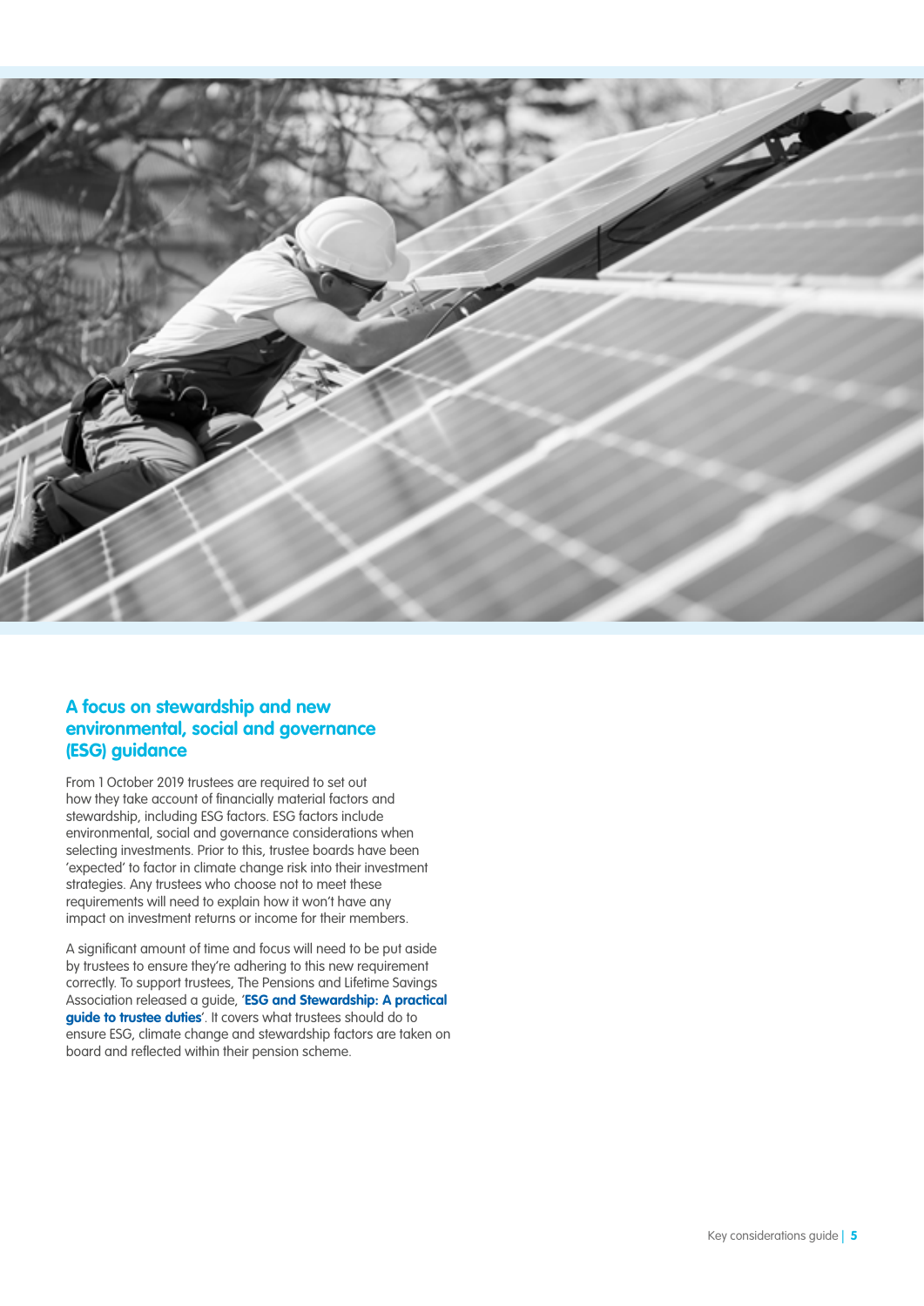## A focus on stewardship and new environmental, social and governance (ESG) guidance

From 1 October 2019 trustees are required to set out how they take account of financially material factors and stewardship, including ESG factors. ESG factors include environmental, social and governance considerations when selecting investments. Prior to this, trustee boards have been 'expected' to factor in climate change risk into their investment strategies. Any trustees who choose not to meet these requirements will need to explain how it won't have any impact on investment returns or income for their members.

A significant amount of time and focus will need to be put aside by trustees to ensure they're adhering to this new requirement correctly. To support trustees, The Pensions and Lifetime Savings Association released a guide, '**ESG and Stewardship: A practical guide to trustee duties**'. It covers what trustees should do to ensure ESG, climate change and stewardship factors are taken on board and reflected within their pension scheme.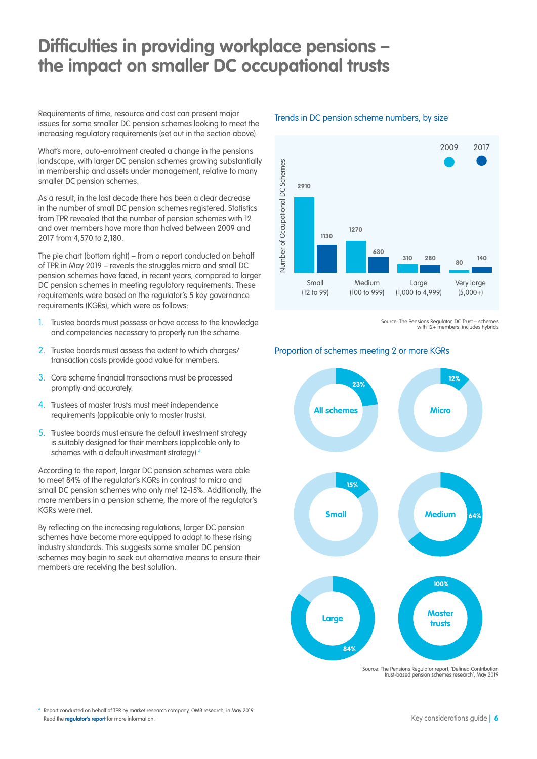# Difficulties in providing workplace pensions – the impact on smaller DC occupational trusts

Requirements of time, resource and cost can present major issues for some smaller DC pension schemes looking to meet the increasing regulatory requirements (set out in the section above).

What's more, auto-enrolment created a change in the pensions landscape, with larger DC pension schemes growing substantially in membership and assets under management, relative to many smaller DC pension schemes.

As a result, in the last decade there has been a clear decrease in the number of small DC pension schemes registered. Statistics from TPR revealed that the number of pension schemes with 12 and over members have more than halved between 2009 and 2017 from 4,570 to 2,180.

The pie chart (bottom right) – from a report conducted on behalf of TPR in May 2019 – reveals the struggles micro and small DC pension schemes have faced, in recent years, compared to larger DC pension schemes in meeting regulatory requirements. These requirements were based on the regulator's 5 key governance requirements (KGRs), which were as follows:

1. Trustee boards must possess or have access to the knowledge and competencies necessary to properly run the scheme.
2. Trustee boards must assess the extent to which charges/transaction costs provide good value for members.
3. Core scheme financial transactions must be processed promptly and accurately.
4. Trustees of master trusts must meet independence requirements (applicable only to master trusts).
5. Trustee boards must ensure the default investment strategy is suitably designed for their members (applicable only to schemes with a default investment strategy).[4]

According to the report, larger DC pension schemes were able to meet 84% of the regulator's KGRs in contrast to micro and small DC pension schemes who only met 12-15%. Additionally, the more members in a pension scheme, the more of the regulator's KGRs were met.

By reflecting on the increasing regulations, larger DC pension schemes have become more equipped to adapt to these rising industry standards. This suggests some smaller DC pension schemes may begin to seek out alternative means to ensure their members are receiving the best solution.

### Trends in DC pension scheme numbers, by size

2009
2017
Number of Occupational DC Schemes
2910
1130
1270
630
310
280
80
140
Small (12 to 99)
Medium (100 to 999)
Large (1,000 to 4,999)
Very large (5,000+)

Source: The Pensions Regulator, DC Trust – schemes with 12+ members, includes hybrids

### Proportion of schemes meeting 2 or more KGRs

All schemes
23%
Micro
12%
Small
15%
Medium
64%
Large
84%
Master trusts
100%

Source: The Pensions Regulator report, 'Defined Contribution trust-based pension schemes research', May 2019

[4] Report conducted on behalf of TPR by market research company, OMB research, in May 2019. Read the **regulator's report** for more information.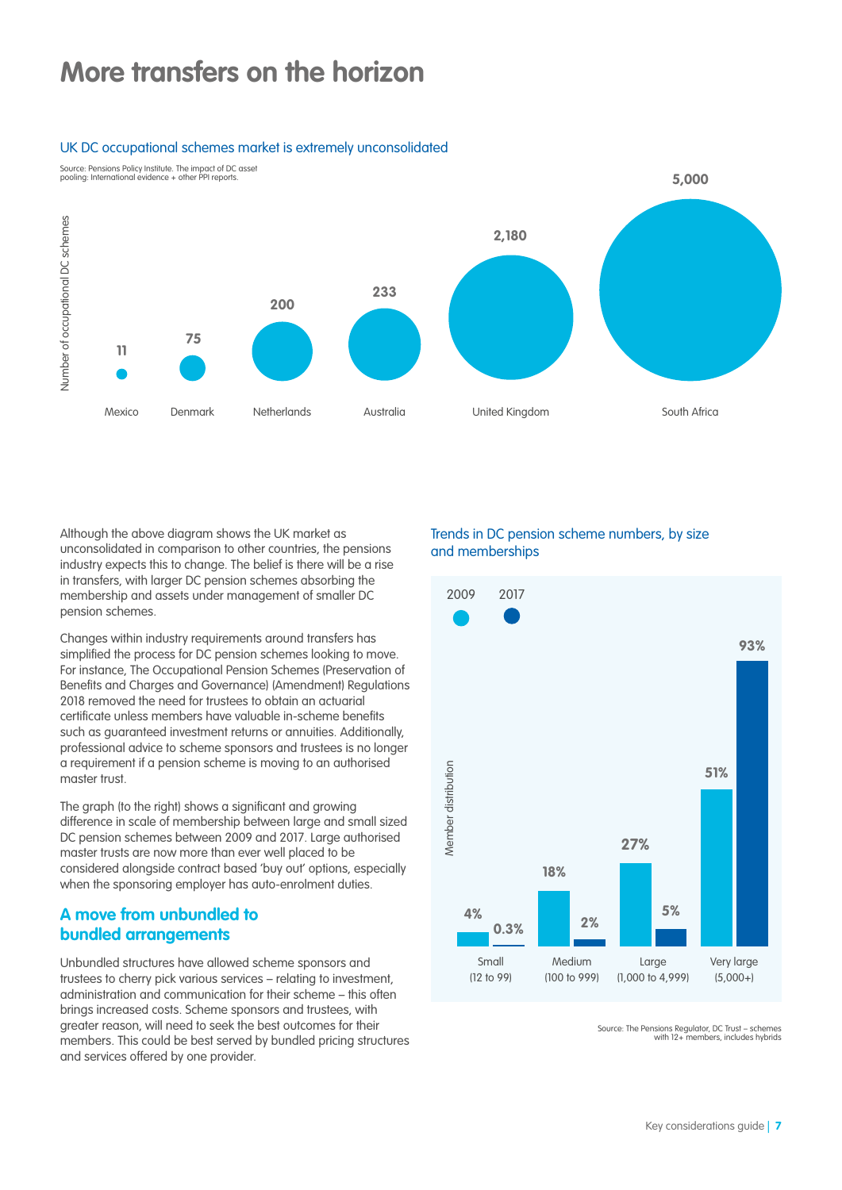# More transfers on the horizon

UK DC occupational schemes market is extremely unconsolidated

Source: Pensions Policy Institute. The impact of DC asset pooling: International evidence + other PPI reports.

Number of occupational DC schemes

11
Mexico

75
Denmark

200
Netherlands

233
Australia

2,180
United Kingdom

5,000
South Africa

Although the above diagram shows the UK market as unconsolidated in comparison to other countries, the pensions industry expects this to change. The belief is there will be a rise in transfers, with larger DC pension schemes absorbing the membership and assets under management of smaller DC pension schemes.

Changes within industry requirements around transfers has simplified the process for DC pension schemes looking to move. For instance, The Occupational Pension Schemes (Preservation of Benefits and Charges and Governance) (Amendment) Regulations 2018 removed the need for trustees to obtain an actuarial certificate unless members have valuable in-scheme benefits such as guaranteed investment returns or annuities. Additionally, professional advice to scheme sponsors and trustees is no longer a requirement if a pension scheme is moving to an authorised master trust.

The graph (to the right) shows a significant and growing difference in scale of membership between large and small sized DC pension schemes between 2009 and 2017. Large authorised master trusts are now more than ever well placed to be considered alongside contract based 'buy out' options, especially when the sponsoring employer has auto-enrolment duties.

Trends in DC pension scheme numbers, by size and memberships

2009
2017

Member distribution

Small (12 to 99): 4% 0.3%

Medium (100 to 999): 18% 2%

Large (1,000 to 4,999): 27% 5%

Very large (5,000+): 51% 93%

Source: The Pensions Regulator, DC Trust – schemes with 12+ members, includes hybrids

## A move from unbundled to bundled arrangements

Unbundled structures have allowed scheme sponsors and trustees to cherry pick various services – relating to investment, administration and communication for their scheme – this often brings increased costs. Scheme sponsors and trustees, with greater reason, will need to seek the best outcomes for their members. This could be best served by bundled pricing structures and services offered by one provider.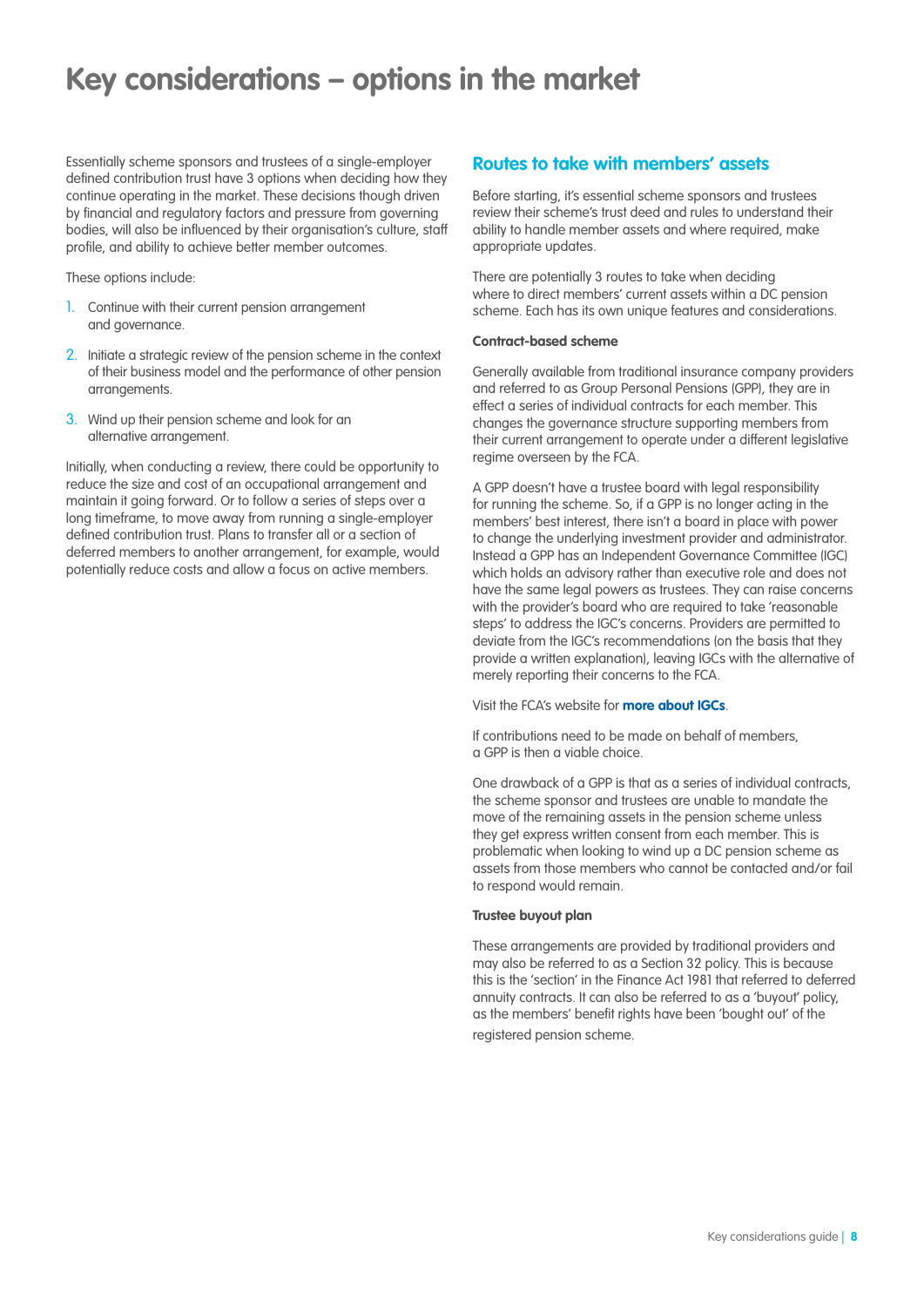# Key considerations – options in the market

Essentially scheme sponsors and trustees of a single-employer defined contribution trust have 3 options when deciding how they continue operating in the market. These decisions though driven by financial and regulatory factors and pressure from governing bodies, will also be influenced by their organisation's culture, staff profile, and ability to achieve better member outcomes.

These options include:

1. Continue with their current pension arrangement and governance.
2. Initiate a strategic review of the pension scheme in the context of their business model and the performance of other pension arrangements.
3. Wind up their pension scheme and look for an alternative arrangement.

Initially, when conducting a review, there could be opportunity to reduce the size and cost of an occupational arrangement and maintain it going forward. Or to follow a series of steps over a long timeframe, to move away from running a single-employer defined contribution trust. Plans to transfer all or a section of deferred members to another arrangement, for example, would potentially reduce costs and allow a focus on active members.

## Routes to take with members' assets

Before starting, it's essential scheme sponsors and trustees review their scheme's trust deed and rules to understand their ability to handle member assets and where required, make appropriate updates.

There are potentially 3 routes to take when deciding where to direct members' current assets within a DC pension scheme. Each has its own unique features and considerations.

**Contract-based scheme**

Generally available from traditional insurance company providers and referred to as Group Personal Pensions (GPP), they are in effect a series of individual contracts for each member. This changes the governance structure supporting members from their current arrangement to operate under a different legislative regime overseen by the FCA.

A GPP doesn't have a trustee board with legal responsibility for running the scheme. So, if a GPP is no longer acting in the members' best interest, there isn't a board in place with power to change the underlying investment provider and administrator. Instead a GPP has an Independent Governance Committee (IGC) which holds an advisory rather than executive role and does not have the same legal powers as trustees. They can raise concerns with the provider's board who are required to take 'reasonable steps' to address the IGC's concerns. Providers are permitted to deviate from the IGC's recommendations (on the basis that they provide a written explanation), leaving IGCs with the alternative of merely reporting their concerns to the FCA.

Visit the FCA's website for **more about IGCs**.

If contributions need to be made on behalf of members, a GPP is then a viable choice.

One drawback of a GPP is that as a series of individual contracts, the scheme sponsor and trustees are unable to mandate the move of the remaining assets in the pension scheme unless they get express written consent from each member. This is problematic when looking to wind up a DC pension scheme as assets from those members who cannot be contacted and/or fail to respond would remain.

**Trustee buyout plan**

These arrangements are provided by traditional providers and may also be referred to as a Section 32 policy. This is because this is the 'section' in the Finance Act 1981 that referred to deferred annuity contracts. It can also be referred to as a 'buyout' policy, as the members' benefit rights have been 'bought out' of the registered pension scheme.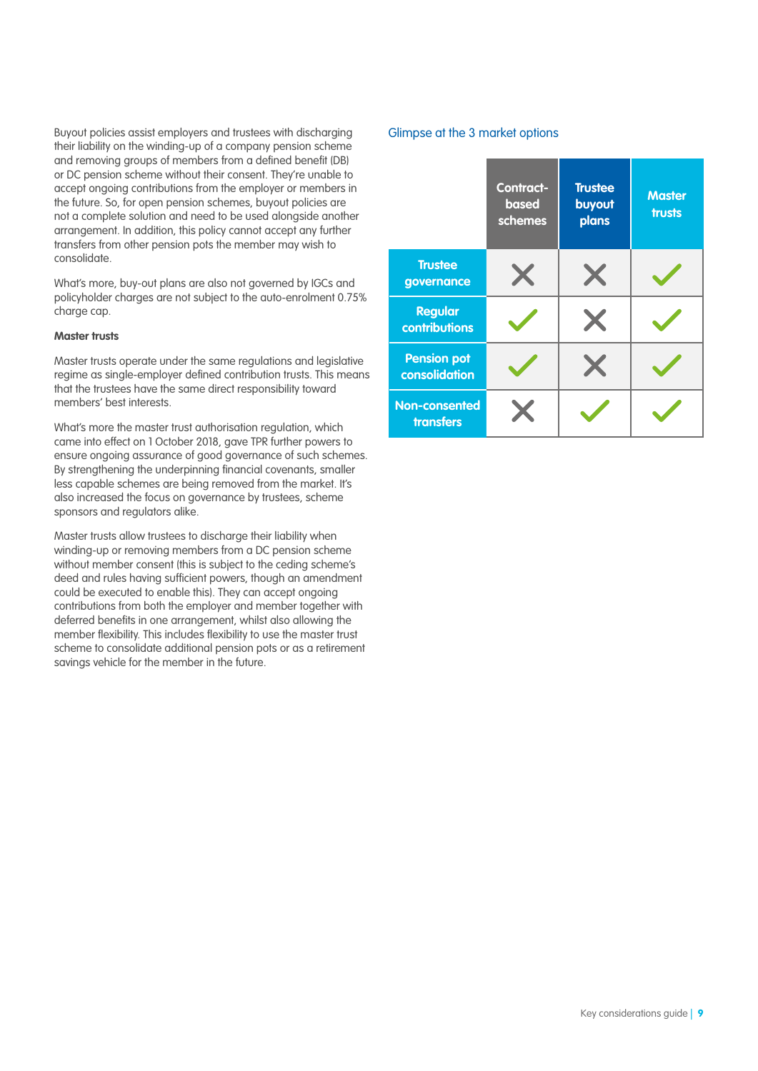Buyout policies assist employers and trustees with discharging their liability on the winding-up of a company pension scheme and removing groups of members from a defined benefit (DB) or DC pension scheme without their consent. They're unable to accept ongoing contributions from the employer or members in the future. So, for open pension schemes, buyout policies are not a complete solution and need to be used alongside another arrangement. In addition, this policy cannot accept any further transfers from other pension pots the member may wish to consolidate.

What's more, buy-out plans are also not governed by IGCs and policyholder charges are not subject to the auto-enrolment 0.75% charge cap.

#### Master trusts

Master trusts operate under the same regulations and legislative regime as single-employer defined contribution trusts. This means that the trustees have the same direct responsibility toward members' best interests.

What's more the master trust authorisation regulation, which came into effect on 1 October 2018, gave TPR further powers to ensure ongoing assurance of good governance of such schemes. By strengthening the underpinning financial covenants, smaller less capable schemes are being removed from the market. It's also increased the focus on governance by trustees, scheme sponsors and regulators alike.

Master trusts allow trustees to discharge their liability when winding-up or removing members from a DC pension scheme without member consent (this is subject to the ceding scheme's deed and rules having sufficient powers, though an amendment could be executed to enable this). They can accept ongoing contributions from both the employer and member together with deferred benefits in one arrangement, whilst also allowing the member flexibility. This includes flexibility to use the master trust scheme to consolidate additional pension pots or as a retirement savings vehicle for the member in the future.

### Glimpse at the 3 market options

| | Contract-based schemes | Trustee buyout plans | Master trusts |
|---|---|---|---|
| Trustee governance | ✗ | ✗ | ✓ |
| Regular contributions | ✓ | ✗ | ✓ |
| Pension pot consolidation | ✓ | ✗ | ✓ |
| Non-consented transfers | ✗ | ✓ | ✓ |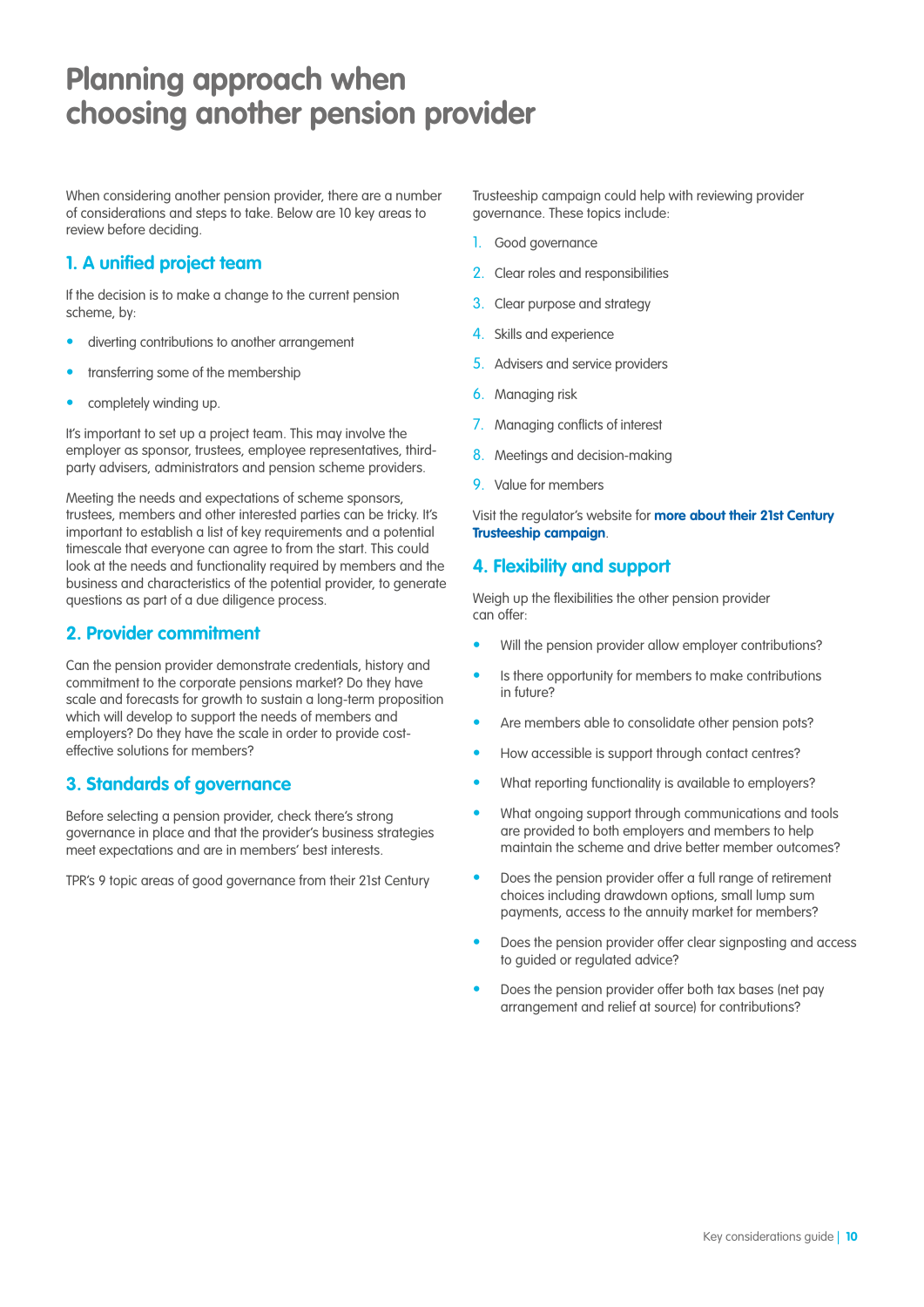# Planning approach when choosing another pension provider

When considering another pension provider, there are a number of considerations and steps to take. Below are 10 key areas to review before deciding.

## 1. A unified project team

If the decision is to make a change to the current pension scheme, by:

- diverting contributions to another arrangement
- transferring some of the membership
- completely winding up.

It's important to set up a project team. This may involve the employer as sponsor, trustees, employee representatives, third-party advisers, administrators and pension scheme providers.

Meeting the needs and expectations of scheme sponsors, trustees, members and other interested parties can be tricky. It's important to establish a list of key requirements and a potential timescale that everyone can agree to from the start. This could look at the needs and functionality required by members and the business and characteristics of the potential provider, to generate questions as part of a due diligence process.

## 2. Provider commitment

Can the pension provider demonstrate credentials, history and commitment to the corporate pensions market? Do they have scale and forecasts for growth to sustain a long-term proposition which will develop to support the needs of members and employers? Do they have the scale in order to provide cost-effective solutions for members?

## 3. Standards of governance

Before selecting a pension provider, check there's strong governance in place and that the provider's business strategies meet expectations and are in members' best interests.

TPR's 9 topic areas of good governance from their 21st Century Trusteeship campaign could help with reviewing provider governance. These topics include:

1. Good governance
2. Clear roles and responsibilities
3. Clear purpose and strategy
4. Skills and experience
5. Advisers and service providers
6. Managing risk
7. Managing conflicts of interest
8. Meetings and decision-making
9. Value for members

Visit the regulator's website for **more about their 21st Century Trusteeship campaign**.

## 4. Flexibility and support

Weigh up the flexibilities the other pension provider can offer:

- Will the pension provider allow employer contributions?
- Is there opportunity for members to make contributions in future?
- Are members able to consolidate other pension pots?
- How accessible is support through contact centres?
- What reporting functionality is available to employers?
- What ongoing support through communications and tools are provided to both employers and members to help maintain the scheme and drive better member outcomes?
- Does the pension provider offer a full range of retirement choices including drawdown options, small lump sum payments, access to the annuity market for members?
- Does the pension provider offer clear signposting and access to guided or regulated advice?
- Does the pension provider offer both tax bases (net pay arrangement and relief at source) for contributions?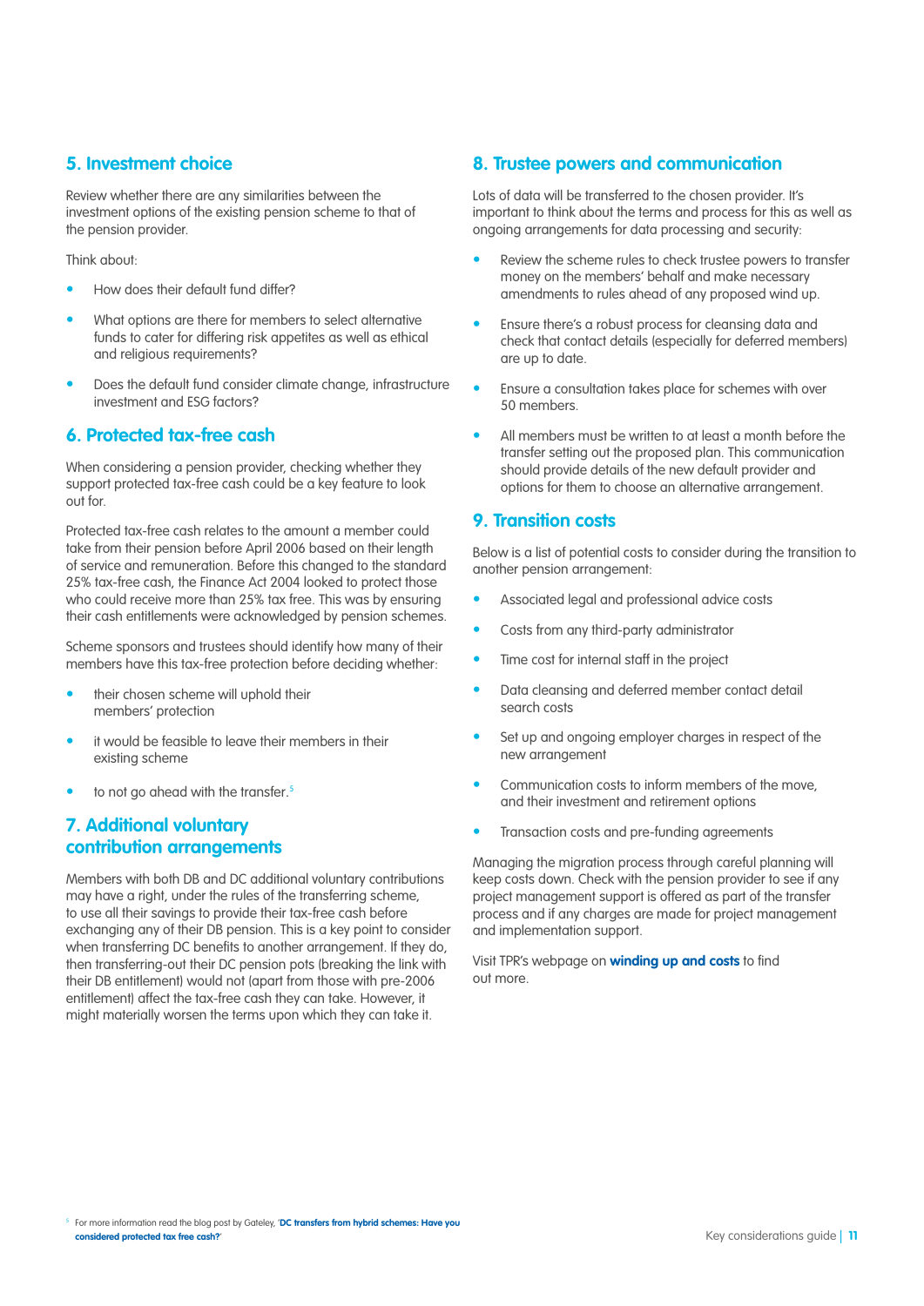## 5. Investment choice

Review whether there are any similarities between the investment options of the existing pension scheme to that of the pension provider.

Think about:

- How does their default fund differ?
- What options are there for members to select alternative funds to cater for differing risk appetites as well as ethical and religious requirements?
- Does the default fund consider climate change, infrastructure investment and ESG factors?

## 6. Protected tax-free cash

When considering a pension provider, checking whether they support protected tax-free cash could be a key feature to look out for.

Protected tax-free cash relates to the amount a member could take from their pension before April 2006 based on their length of service and remuneration. Before this changed to the standard 25% tax-free cash, the Finance Act 2004 looked to protect those who could receive more than 25% tax free. This was by ensuring their cash entitlements were acknowledged by pension schemes.

Scheme sponsors and trustees should identify how many of their members have this tax-free protection before deciding whether:

- their chosen scheme will uphold their members' protection
- it would be feasible to leave their members in their existing scheme
- to not go ahead with the transfer.[5]

## 7. Additional voluntary contribution arrangements

Members with both DB and DC additional voluntary contributions may have a right, under the rules of the transferring scheme, to use all their savings to provide their tax-free cash before exchanging any of their DB pension. This is a key point to consider when transferring DC benefits to another arrangement. If they do, then transferring-out their DC pension pots (breaking the link with their DB entitlement) would not (apart from those with pre-2006 entitlement) affect the tax-free cash they can take. However, it might materially worsen the terms upon which they can take it.

## 8. Trustee powers and communication

Lots of data will be transferred to the chosen provider. It's important to think about the terms and process for this as well as ongoing arrangements for data processing and security:

- Review the scheme rules to check trustee powers to transfer money on the members' behalf and make necessary amendments to rules ahead of any proposed wind up.
- Ensure there's a robust process for cleansing data and check that contact details (especially for deferred members) are up to date.
- Ensure a consultation takes place for schemes with over 50 members.
- All members must be written to at least a month before the transfer setting out the proposed plan. This communication should provide details of the new default provider and options for them to choose an alternative arrangement.

## 9. Transition costs

Below is a list of potential costs to consider during the transition to another pension arrangement:

- Associated legal and professional advice costs
- Costs from any third-party administrator
- Time cost for internal staff in the project
- Data cleansing and deferred member contact detail search costs
- Set up and ongoing employer charges in respect of the new arrangement
- Communication costs to inform members of the move, and their investment and retirement options
- Transaction costs and pre-funding agreements

Managing the migration process through careful planning will keep costs down. Check with the pension provider to see if any project management support is offered as part of the transfer process and if any charges are made for project management and implementation support.

Visit TPR's webpage on **winding up and costs** to find out more.

[5] For more information read the blog post by Gateley, **'DC transfers from hybrid schemes: Have you considered protected tax free cash?'**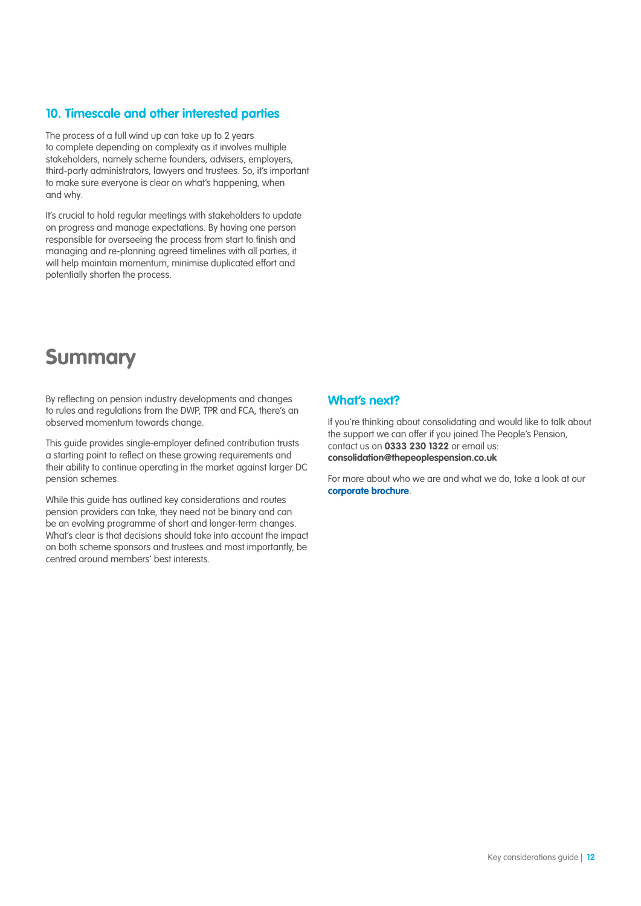### 10. Timescale and other interested parties

The process of a full wind up can take up to 2 years to complete depending on complexity as it involves multiple stakeholders, namely scheme founders, advisers, employers, third-party administrators, lawyers and trustees. So, it's important to make sure everyone is clear on what's happening, when and why.

It's crucial to hold regular meetings with stakeholders to update on progress and manage expectations. By having one person responsible for overseeing the process from start to finish and managing and re-planning agreed timelines with all parties, it will help maintain momentum, minimise duplicated effort and potentially shorten the process.

## Summary

By reflecting on pension industry developments and changes to rules and regulations from the DWP, TPR and FCA, there's an observed momentum towards change.

This guide provides single-employer defined contribution trusts a starting point to reflect on these growing requirements and their ability to continue operating in the market against larger DC pension schemes.

While this guide has outlined key considerations and routes pension providers can take, they need not be binary and can be an evolving programme of short and longer-term changes. What's clear is that decisions should take into account the impact on both scheme sponsors and trustees and most importantly, be centred around members' best interests.

### What's next?

If you're thinking about consolidating and would like to talk about the support we can offer if you joined The People's Pension, contact us on **0333 230 1322** or email us: **consolidation@thepeoplespension.co.uk**

For more about who we are and what we do, take a look at our **corporate brochure**.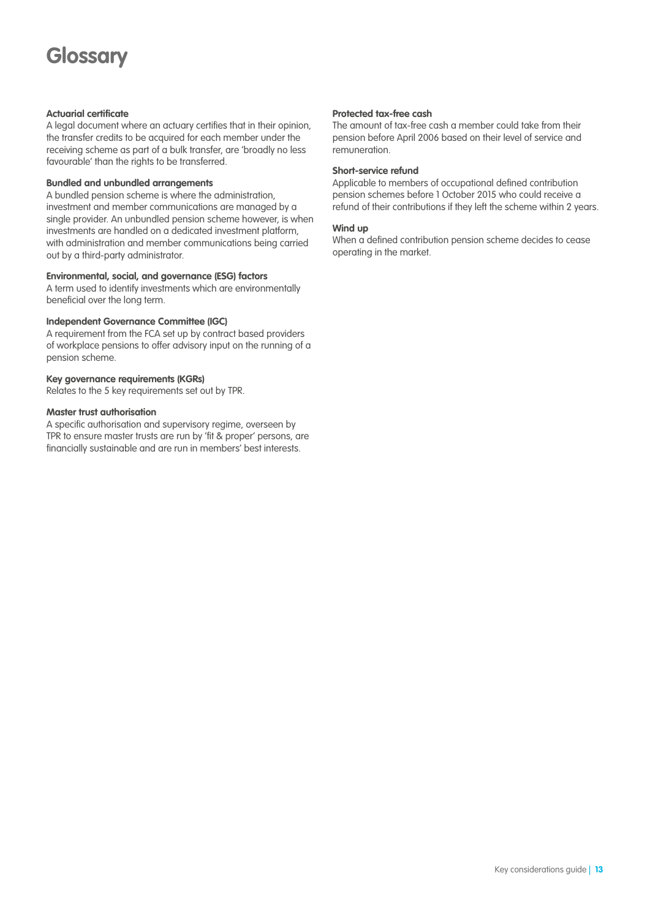# Glossary

**Actuarial certificate**
A legal document where an actuary certifies that in their opinion, the transfer credits to be acquired for each member under the receiving scheme as part of a bulk transfer, are 'broadly no less favourable' than the rights to be transferred.

**Bundled and unbundled arrangements**
A bundled pension scheme is where the administration, investment and member communications are managed by a single provider. An unbundled pension scheme however, is when investments are handled on a dedicated investment platform, with administration and member communications being carried out by a third-party administrator.

**Environmental, social, and governance (ESG) factors**
A term used to identify investments which are environmentally beneficial over the long term.

**Independent Governance Committee (IGC)**
A requirement from the FCA set up by contract based providers of workplace pensions to offer advisory input on the running of a pension scheme.

**Key governance requirements (KGRs)**
Relates to the 5 key requirements set out by TPR.

**Master trust authorisation**
A specific authorisation and supervisory regime, overseen by TPR to ensure master trusts are run by 'fit & proper' persons, are financially sustainable and are run in members' best interests.

**Protected tax-free cash**
The amount of tax-free cash a member could take from their pension before April 2006 based on their level of service and remuneration.

**Short-service refund**
Applicable to members of occupational defined contribution pension schemes before 1 October 2015 who could receive a refund of their contributions if they left the scheme within 2 years.

**Wind up**
When a defined contribution pension scheme decides to cease operating in the market.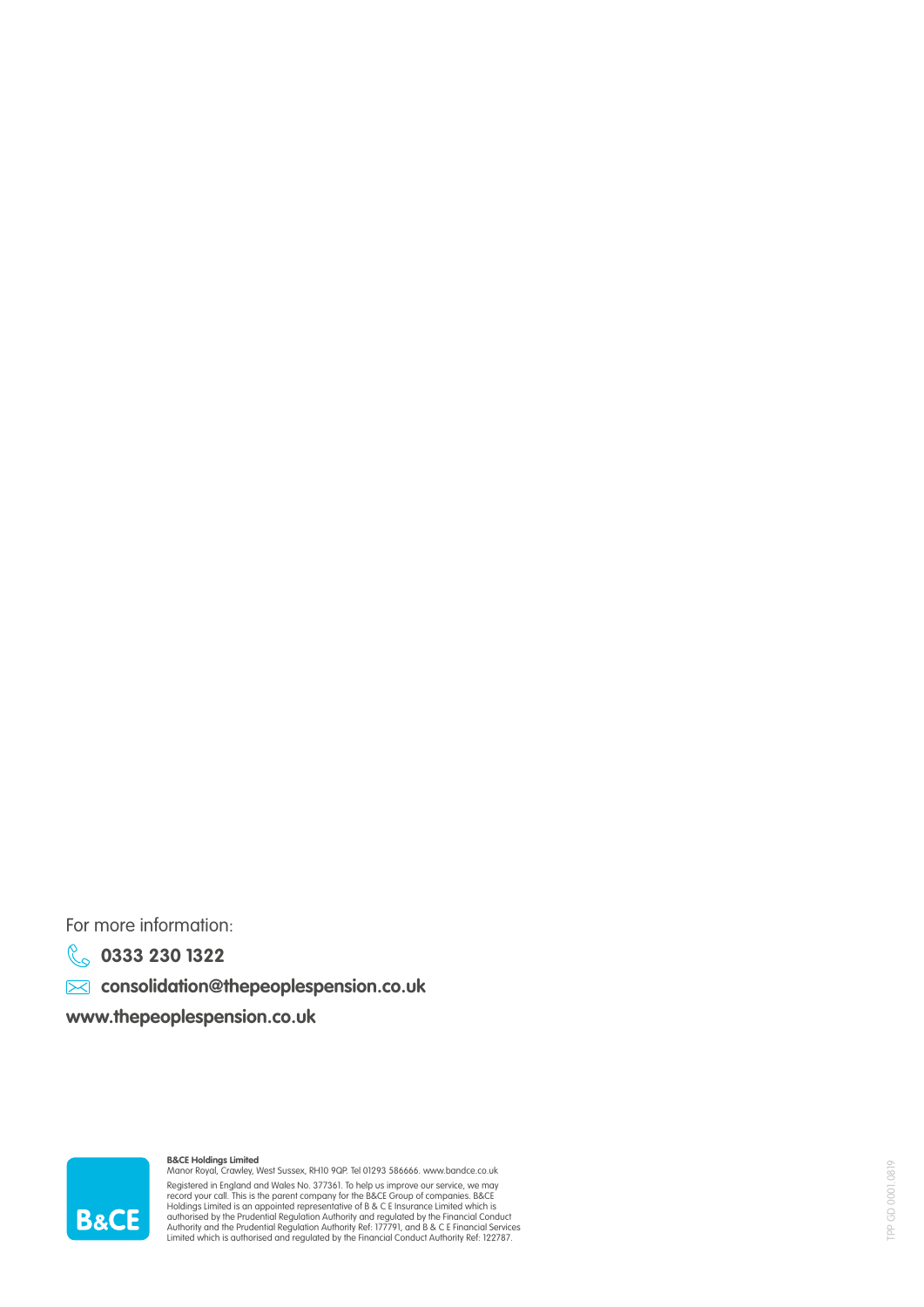For more information:

**0333 230 1322**

**consolidation@thepeoplespension.co.uk**

**www.thepeoplespension.co.uk**

B&CE

**B&CE Holdings Limited**
Manor Royal, Crawley, West Sussex, RH10 9QP. Tel 01293 586666. www.bandce.co.uk

Registered in England and Wales No. 377361. To help us improve our service, we may record your call. This is the parent company for the B&CE Group of companies. B&CE Holdings Limited is an appointed representative of B & C E Insurance Limited which is authorised by the Prudential Regulation Authority and regulated by the Financial Conduct Authority and the Prudential Regulation Authority Ref: 177791, and B & C E Financial Services Limited which is authorised and regulated by the Financial Conduct Authority Ref: 122787.

TPP GD 0001 0819